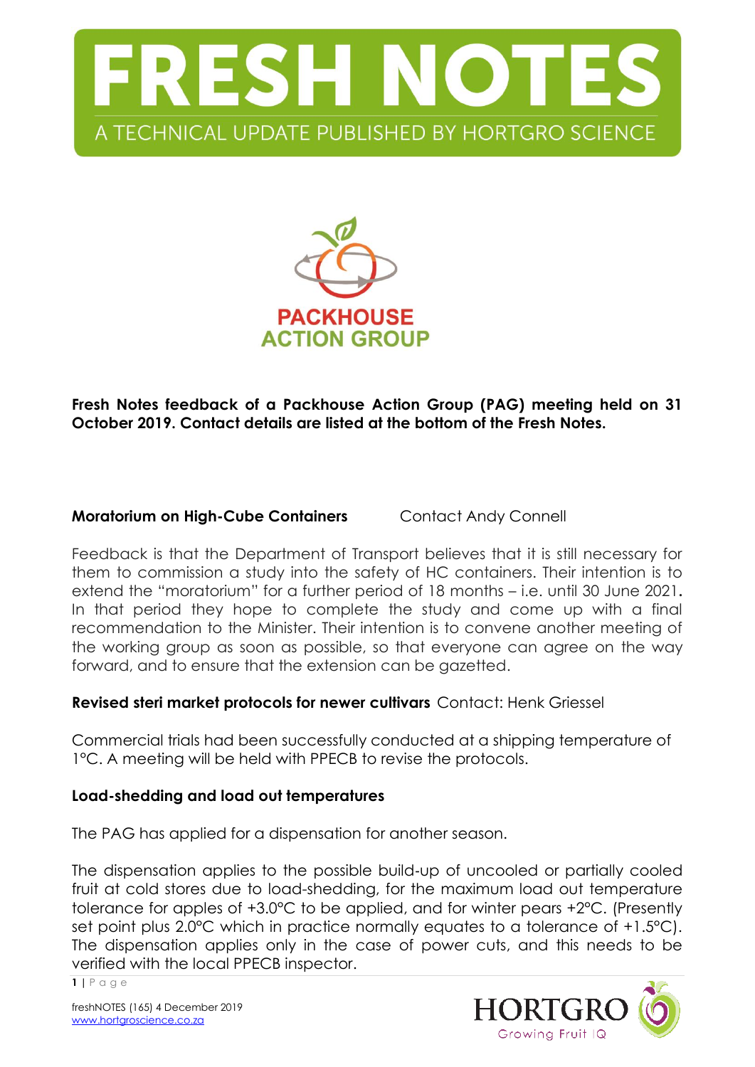# FRESH NOTES

A TECHNICAL UPDATE PUBLISHED BY HORTGRO SCIENCE

PACKHOUSE ACTION GROUP

**Fresh Notes feedback of a Packhouse Action Group (PAG) meeting held on 31 October 2019. Contact details are listed at the bottom of the Fresh Notes.**

**Moratorium on High-Cube Containers** Contact Andy Connell

Feedback is that the Department of Transport believes that it is still necessary for them to commission a study into the safety of HC containers. Their intention is to extend the "moratorium" for a further period of 18 months – i.e. until 30 June 2021. In that period they hope to complete the study and come up with a final recommendation to the Minister. Their intention is to convene another meeting of the working group as soon as possible, so that everyone can agree on the way forward, and to ensure that the extension can be gazetted.

**Revised steri market protocols for newer cultivars** Contact: Henk Griessel

Commercial trials had been successfully conducted at a shipping temperature of 1°C. A meeting will be held with PPECB to revise the protocols.

**Load-shedding and load out temperatures**

The PAG has applied for a dispensation for another season.

The dispensation applies to the possible build-up of uncooled or partially cooled fruit at cold stores due to load-shedding, for the maximum load out temperature tolerance for apples of +3.0°C to be applied, and for winter pears +2°C. (Presently set point plus 2.0°C which in practice normally equates to a tolerance of +1.5°C). The dispensation applies only in the case of power cuts, and this needs to be verified with the local PPECB inspector.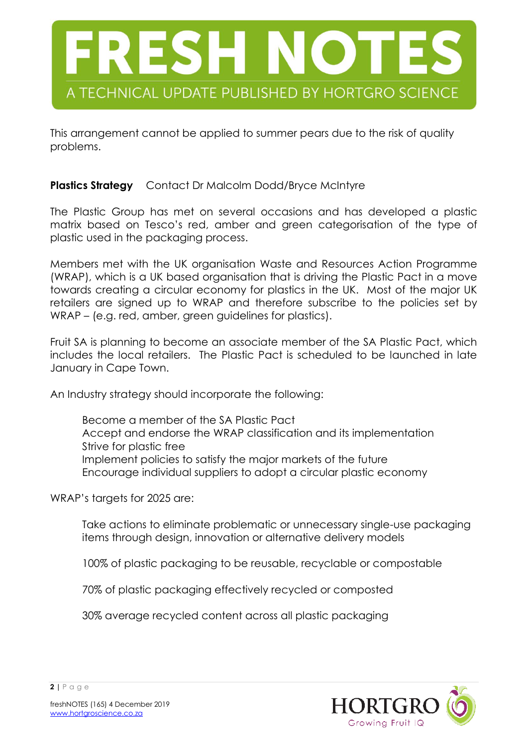This arrangement cannot be applied to summer pears due to the risk of quality problems.

**Plastics Strategy** Contact Dr Malcolm Dodd/Bryce McIntyre

The Plastic Group has met on several occasions and has developed a plastic matrix based on Tesco's red, amber and green categorisation of the type of plastic used in the packaging process.

Members met with the UK organisation Waste and Resources Action Programme (WRAP), which is a UK based organisation that is driving the Plastic Pact in a move towards creating a circular economy for plastics in the UK. Most of the major UK retailers are signed up to WRAP and therefore subscribe to the policies set by WRAP – (e.g. red, amber, green guidelines for plastics).

Fruit SA is planning to become an associate member of the SA Plastic Pact, which includes the local retailers. The Plastic Pact is scheduled to be launched in late January in Cape Town.

An Industry strategy should incorporate the following:

- Become a member of the SA Plastic Pact
- Accept and endorse the WRAP classification and its implementation
- Strive for plastic free
- Implement policies to satisfy the major markets of the future
- Encourage individual suppliers to adopt a circular plastic economy

WRAP's targets for 2025 are:

- Take actions to eliminate problematic or unnecessary single-use packaging items through design, innovation or alternative delivery models
- 100% of plastic packaging to be reusable, recyclable or compostable
- 70% of plastic packaging effectively recycled or composted
- 30% average recycled content across all plastic packaging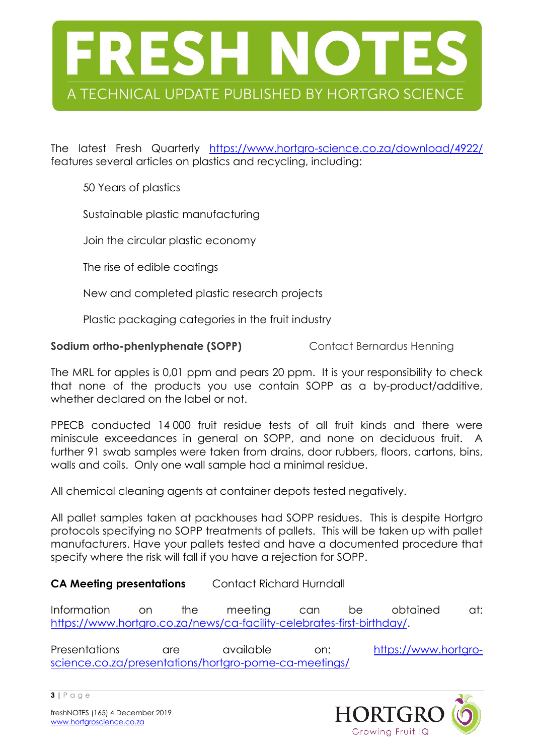The latest Fresh Quarterly https://www.hortgro-science.co.za/download/4922/ features several articles on plastics and recycling, including:

- 50 Years of plastics
- Sustainable plastic manufacturing
- Join the circular plastic economy
- The rise of edible coatings
- New and completed plastic research projects
- Plastic packaging categories in the fruit industry

**Sodium ortho-phenlyphenate (SOPP)** Contact Bernardus Henning

The MRL for apples is 0,01 ppm and pears 20 ppm. It is your responsibility to check that none of the products you use contain SOPP as a by-product/additive, whether declared on the label or not.

PPECB conducted 14 000 fruit residue tests of all fruit kinds and there were miniscule exceedances in general on SOPP, and none on deciduous fruit. A further 91 swab samples were taken from drains, door rubbers, floors, cartons, bins, walls and coils. Only one wall sample had a minimal residue.

All chemical cleaning agents at container depots tested negatively.

All pallet samples taken at packhouses had SOPP residues. This is despite Hortgro protocols specifying no SOPP treatments of pallets. This will be taken up with pallet manufacturers. Have your pallets tested and have a documented procedure that specify where the risk will fall if you have a rejection for SOPP.

**CA Meeting presentations** Contact Richard Hurndall

Information on the meeting can be obtained at: https://www.hortgro.co.za/news/ca-facility-celebrates-first-birthday/.

Presentations are available on: https://www.hortgro-science.co.za/presentations/hortgro-pome-ca-meetings/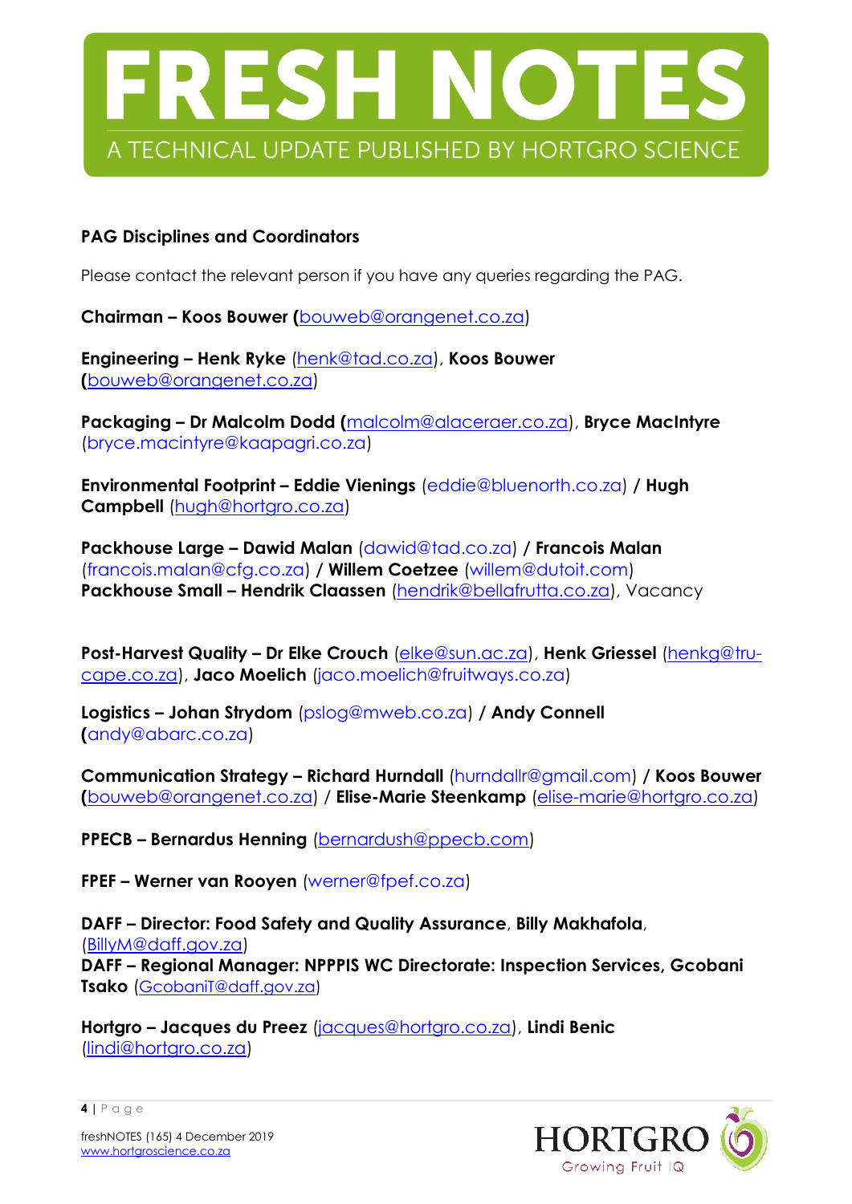**PAG Disciplines and Coordinators**

Please contact the relevant person if you have any queries regarding the PAG.

**Chairman – Koos Bouwer (**bouweb@orangenet.co.za)

**Engineering – Henk Ryke** (henk@tad.co.za), **Koos Bouwer (**bouweb@orangenet.co.za)

**Packaging – Dr Malcolm Dodd (**malcolm@alaceraer.co.za), **Bryce MacIntyre** (bryce.macintyre@kaapagri.co.za)

**Environmental Footprint – Eddie Vienings** (eddie@bluenorth.co.za) **/ Hugh Campbell** (hugh@hortgro.co.za)

**Packhouse Large – Dawid Malan** (dawid@tad.co.za) **/ Francois Malan** (francois.malan@cfg.co.za) **/ Willem Coetzee** (willem@dutoit.com)
**Packhouse Small – Hendrik Claassen** (hendrik@bellafrutta.co.za), Vacancy

**Post-Harvest Quality – Dr Elke Crouch** (elke@sun.ac.za), **Henk Griessel** (henkg@tru-cape.co.za), **Jaco Moelich** (jaco.moelich@fruitways.co.za)

**Logistics – Johan Strydom** (pslog@mweb.co.za) **/ Andy Connell (**andy@abarc.co.za)

**Communication Strategy – Richard Hurndall** (hurndallr@gmail.com) **/ Koos Bouwer (**bouweb@orangenet.co.za) / **Elise-Marie Steenkamp** (elise-marie@hortgro.co.za)

**PPECB – Bernardus Henning** (bernardush@ppecb.com)

**FPEF – Werner van Rooyen** (werner@fpef.co.za)

**DAFF – Director: Food Safety and Quality Assurance**, **Billy Makhafola**, (BillyM@daff.gov.za)
**DAFF – Regional Manager: NPPPIS WC Directorate: Inspection Services, Gcobani Tsako** (GcobaniT@daff.gov.za)

**Hortgro – Jacques du Preez** (jacques@hortgro.co.za), **Lindi Benic** (lindi@hortgro.co.za)